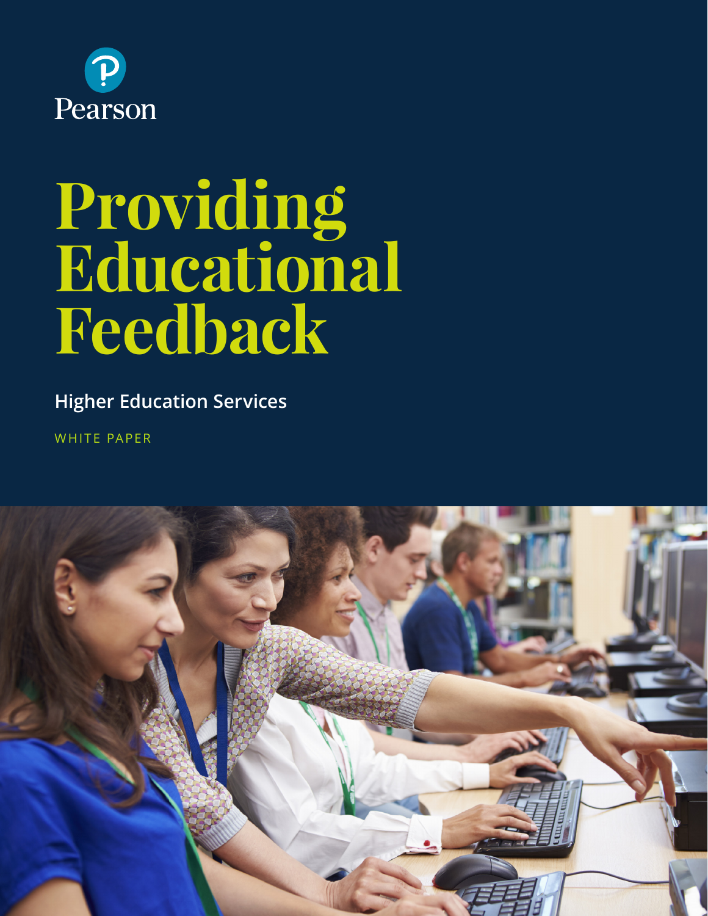Pearson

# Providing Educational Feedback

**Higher Education Services**

WHITE PAPER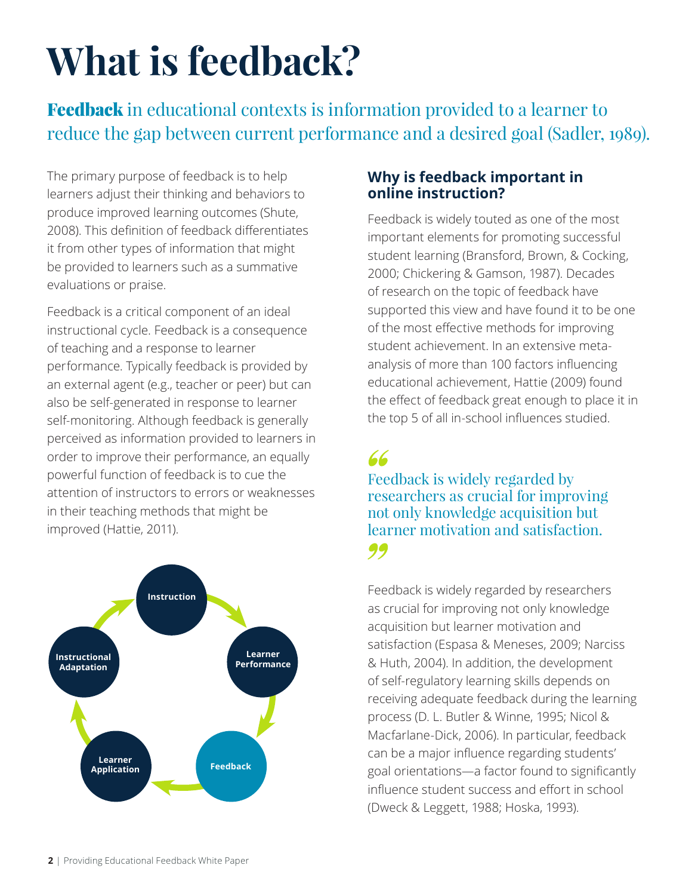# What is feedback?

**Feedback** in educational contexts is information provided to a learner to reduce the gap between current performance and a desired goal (Sadler, 1989).

The primary purpose of feedback is to help learners adjust their thinking and behaviors to produce improved learning outcomes (Shute, 2008). This definition of feedback differentiates it from other types of information that might be provided to learners such as a summative evaluations or praise.

Feedback is a critical component of an ideal instructional cycle. Feedback is a consequence of teaching and a response to learner performance. Typically feedback is provided by an external agent (e.g., teacher or peer) but can also be self-generated in response to learner self-monitoring. Although feedback is generally perceived as information provided to learners in order to improve their performance, an equally powerful function of feedback is to cue the attention of instructors to errors or weaknesses in their teaching methods that might be improved (Hattie, 2011).

Instruction → Learner Performance → Feedback → Learner Application → Instructional Adaptation → Instruction

## Why is feedback important in online instruction?

Feedback is widely touted as one of the most important elements for promoting successful student learning (Bransford, Brown, & Cocking, 2000; Chickering & Gamson, 1987). Decades of research on the topic of feedback have supported this view and have found it to be one of the most effective methods for improving student achievement. In an extensive meta-analysis of more than 100 factors influencing educational achievement, Hattie (2009) found the effect of feedback great enough to place it in the top 5 of all in-school influences studied.

> "Feedback is widely regarded by researchers as crucial for improving not only knowledge acquisition but learner motivation and satisfaction."

Feedback is widely regarded by researchers as crucial for improving not only knowledge acquisition but learner motivation and satisfaction (Espasa & Meneses, 2009; Narciss & Huth, 2004). In addition, the development of self-regulatory learning skills depends on receiving adequate feedback during the learning process (D. L. Butler & Winne, 1995; Nicol & Macfarlane-Dick, 2006). In particular, feedback can be a major influence regarding students' goal orientations—a factor found to significantly influence student success and effort in school (Dweck & Leggett, 1988; Hoska, 1993).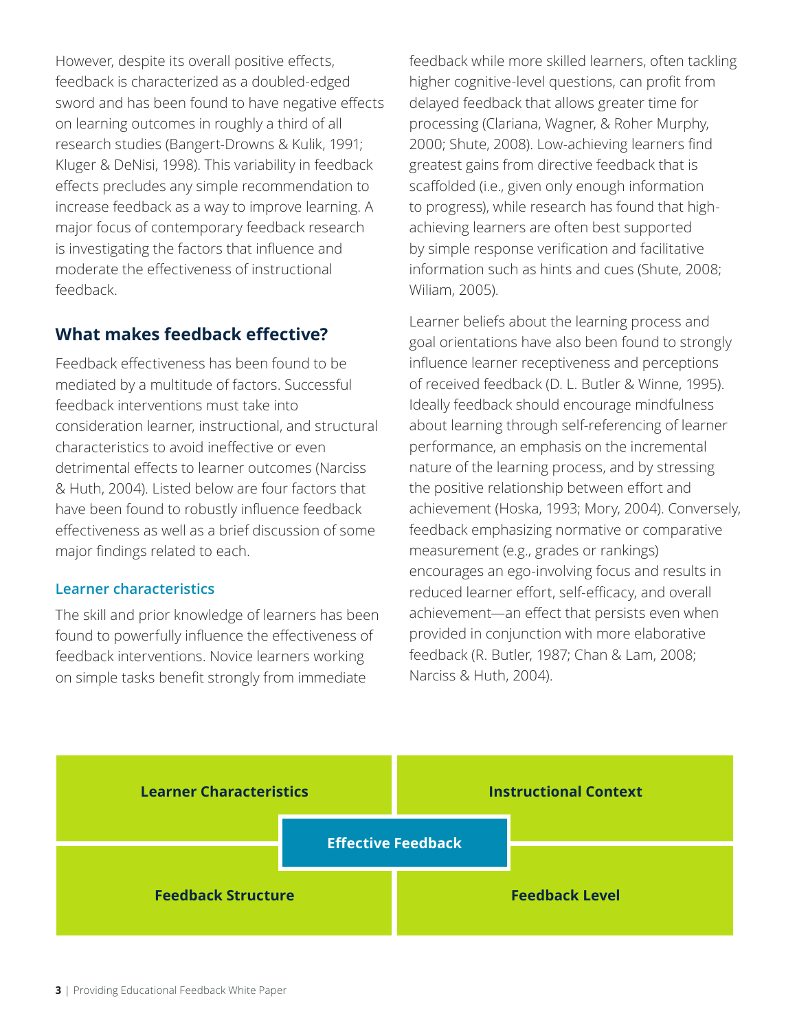However, despite its overall positive effects, feedback is characterized as a doubled-edged sword and has been found to have negative effects on learning outcomes in roughly a third of all research studies (Bangert-Drowns & Kulik, 1991; Kluger & DeNisi, 1998). This variability in feedback effects precludes any simple recommendation to increase feedback as a way to improve learning. A major focus of contemporary feedback research is investigating the factors that influence and moderate the effectiveness of instructional feedback.

## What makes feedback effective?

Feedback effectiveness has been found to be mediated by a multitude of factors. Successful feedback interventions must take into consideration learner, instructional, and structural characteristics to avoid ineffective or even detrimental effects to learner outcomes (Narciss & Huth, 2004). Listed below are four factors that have been found to robustly influence feedback effectiveness as well as a brief discussion of some major findings related to each.

### Learner characteristics

The skill and prior knowledge of learners has been found to powerfully influence the effectiveness of feedback interventions. Novice learners working on simple tasks benefit strongly from immediate feedback while more skilled learners, often tackling higher cognitive-level questions, can profit from delayed feedback that allows greater time for processing (Clariana, Wagner, & Roher Murphy, 2000; Shute, 2008). Low-achieving learners find greatest gains from directive feedback that is scaffolded (i.e., given only enough information to progress), while research has found that high-achieving learners are often best supported by simple response verification and facilitative information such as hints and cues (Shute, 2008; Wiliam, 2005).

Learner beliefs about the learning process and goal orientations have also been found to strongly influence learner receptiveness and perceptions of received feedback (D. L. Butler & Winne, 1995). Ideally feedback should encourage mindfulness about learning through self-referencing of learner performance, an emphasis on the incremental nature of the learning process, and by stressing the positive relationship between effort and achievement (Hoska, 1993; Mory, 2004). Conversely, feedback emphasizing normative or comparative measurement (e.g., grades or rankings) encourages an ego-involving focus and results in reduced learner effort, self-efficacy, and overall achievement—an effect that persists even when provided in conjunction with more elaborative feedback (R. Butler, 1987; Chan & Lam, 2008; Narciss & Huth, 2004).

| Learner Characteristics | Instructional Context |
| --- | --- |
| **Effective Feedback** | |
| Feedback Structure | Feedback Level |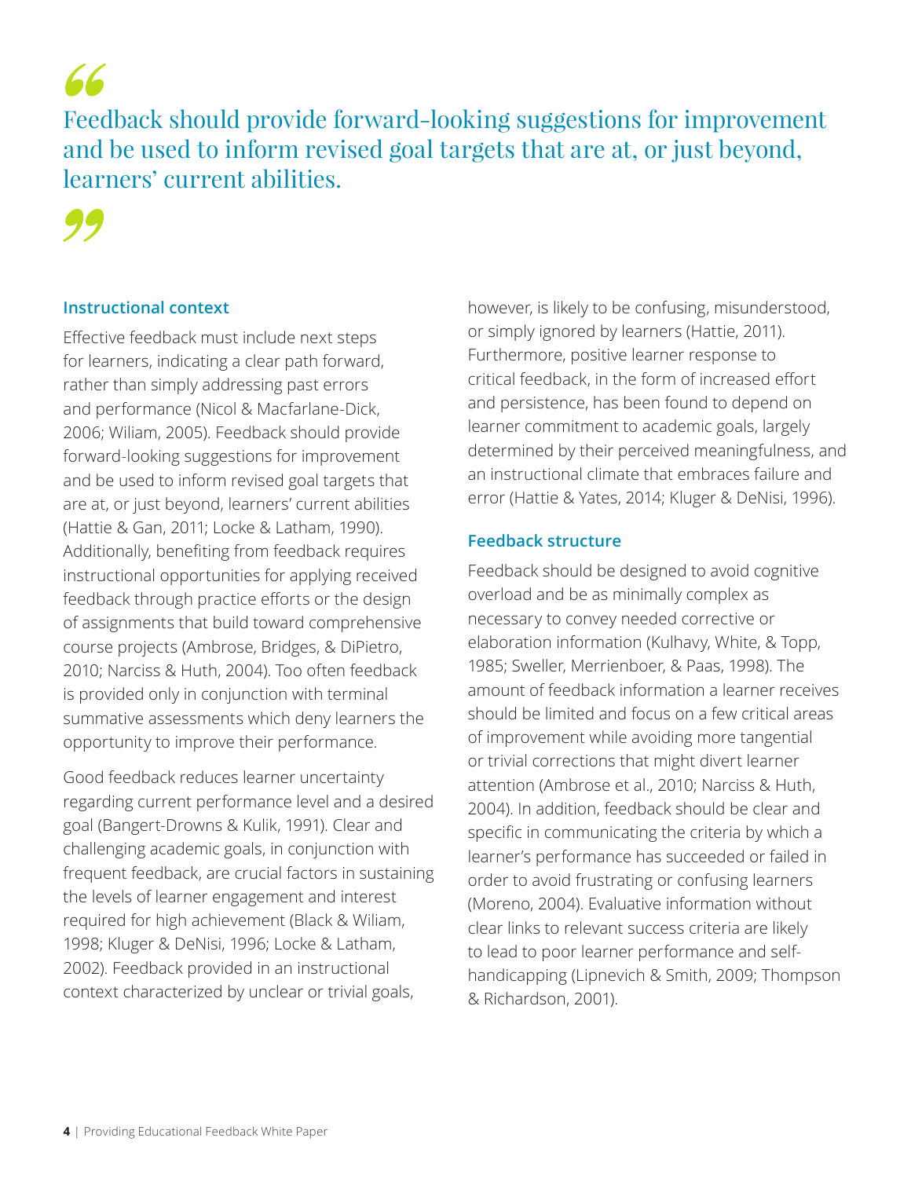> Feedback should provide forward-looking suggestions for improvement and be used to inform revised goal targets that are at, or just beyond, learners' current abilities.

### Instructional context

Effective feedback must include next steps for learners, indicating a clear path forward, rather than simply addressing past errors and performance (Nicol & Macfarlane-Dick, 2006; Wiliam, 2005). Feedback should provide forward-looking suggestions for improvement and be used to inform revised goal targets that are at, or just beyond, learners' current abilities (Hattie & Gan, 2011; Locke & Latham, 1990). Additionally, benefiting from feedback requires instructional opportunities for applying received feedback through practice efforts or the design of assignments that build toward comprehensive course projects (Ambrose, Bridges, & DiPietro, 2010; Narciss & Huth, 2004). Too often feedback is provided only in conjunction with terminal summative assessments which deny learners the opportunity to improve their performance.

Good feedback reduces learner uncertainty regarding current performance level and a desired goal (Bangert-Drowns & Kulik, 1991). Clear and challenging academic goals, in conjunction with frequent feedback, are crucial factors in sustaining the levels of learner engagement and interest required for high achievement (Black & Wiliam, 1998; Kluger & DeNisi, 1996; Locke & Latham, 2002). Feedback provided in an instructional context characterized by unclear or trivial goals, however, is likely to be confusing, misunderstood, or simply ignored by learners (Hattie, 2011). Furthermore, positive learner response to critical feedback, in the form of increased effort and persistence, has been found to depend on learner commitment to academic goals, largely determined by their perceived meaningfulness, and an instructional climate that embraces failure and error (Hattie & Yates, 2014; Kluger & DeNisi, 1996).

### Feedback structure

Feedback should be designed to avoid cognitive overload and be as minimally complex as necessary to convey needed corrective or elaboration information (Kulhavy, White, & Topp, 1985; Sweller, Merrienboer, & Paas, 1998). The amount of feedback information a learner receives should be limited and focus on a few critical areas of improvement while avoiding more tangential or trivial corrections that might divert learner attention (Ambrose et al., 2010; Narciss & Huth, 2004). In addition, feedback should be clear and specific in communicating the criteria by which a learner's performance has succeeded or failed in order to avoid frustrating or confusing learners (Moreno, 2004). Evaluative information without clear links to relevant success criteria are likely to lead to poor learner performance and self-handicapping (Lipnevich & Smith, 2009; Thompson & Richardson, 2001).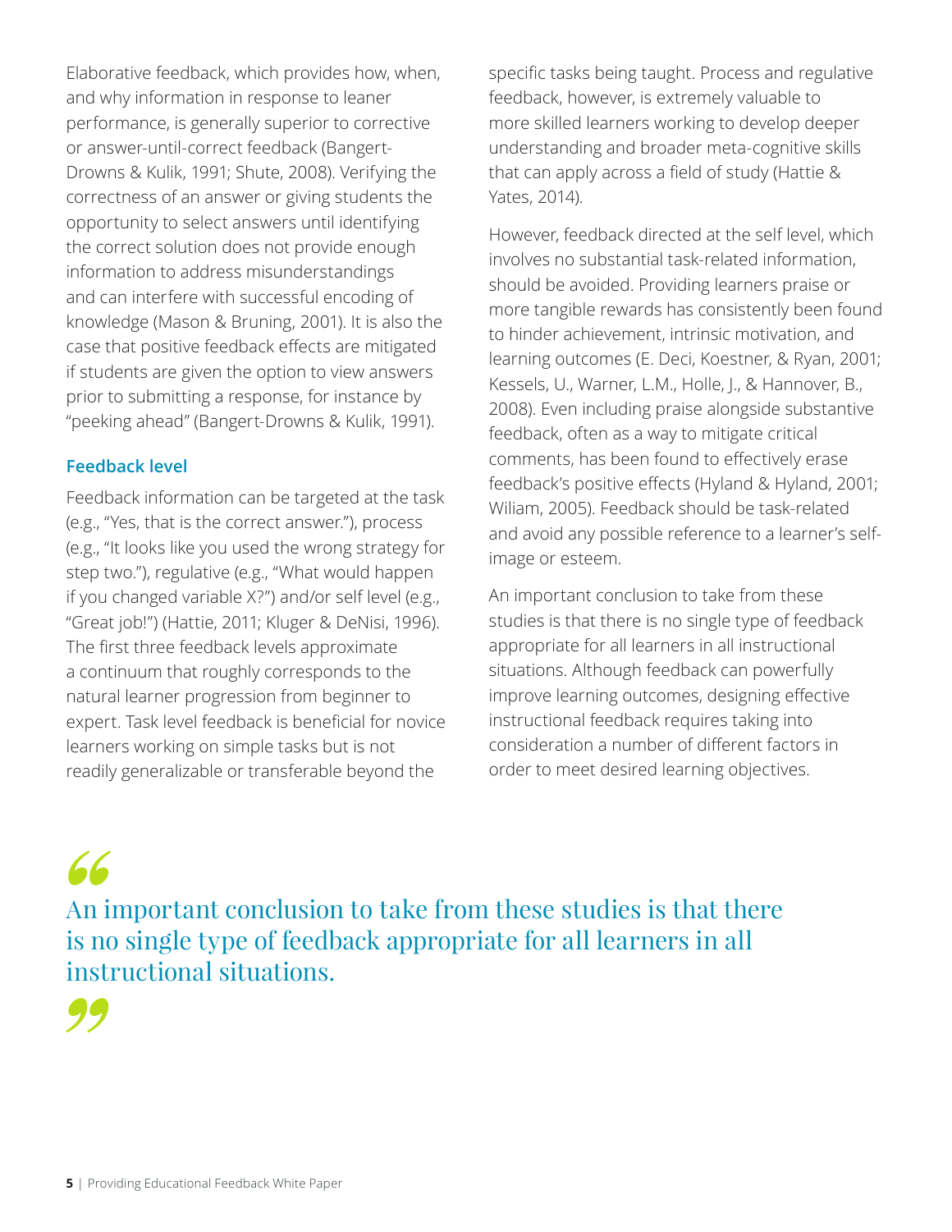Elaborative feedback, which provides how, when, and why information in response to leaner performance, is generally superior to corrective or answer-until-correct feedback (Bangert-Drowns & Kulik, 1991; Shute, 2008). Verifying the correctness of an answer or giving students the opportunity to select answers until identifying the correct solution does not provide enough information to address misunderstandings and can interfere with successful encoding of knowledge (Mason & Bruning, 2001). It is also the case that positive feedback effects are mitigated if students are given the option to view answers prior to submitting a response, for instance by "peeking ahead" (Bangert-Drowns & Kulik, 1991).

### Feedback level

Feedback information can be targeted at the task (e.g., "Yes, that is the correct answer."), process (e.g., "It looks like you used the wrong strategy for step two."), regulative (e.g., "What would happen if you changed variable X?") and/or self level (e.g., "Great job!") (Hattie, 2011; Kluger & DeNisi, 1996). The first three feedback levels approximate a continuum that roughly corresponds to the natural learner progression from beginner to expert. Task level feedback is beneficial for novice learners working on simple tasks but is not readily generalizable or transferable beyond the specific tasks being taught. Process and regulative feedback, however, is extremely valuable to more skilled learners working to develop deeper understanding and broader meta-cognitive skills that can apply across a field of study (Hattie & Yates, 2014).

However, feedback directed at the self level, which involves no substantial task-related information, should be avoided. Providing learners praise or more tangible rewards has consistently been found to hinder achievement, intrinsic motivation, and learning outcomes (E. Deci, Koestner, & Ryan, 2001; Kessels, U., Warner, L.M., Holle, J., & Hannover, B., 2008). Even including praise alongside substantive feedback, often as a way to mitigate critical comments, has been found to effectively erase feedback's positive effects (Hyland & Hyland, 2001; Wiliam, 2005). Feedback should be task-related and avoid any possible reference to a learner's self-image or esteem.

An important conclusion to take from these studies is that there is no single type of feedback appropriate for all learners in all instructional situations. Although feedback can powerfully improve learning outcomes, designing effective instructional feedback requires taking into consideration a number of different factors in order to meet desired learning objectives.

> "An important conclusion to take from these studies is that there is no single type of feedback appropriate for all learners in all instructional situations."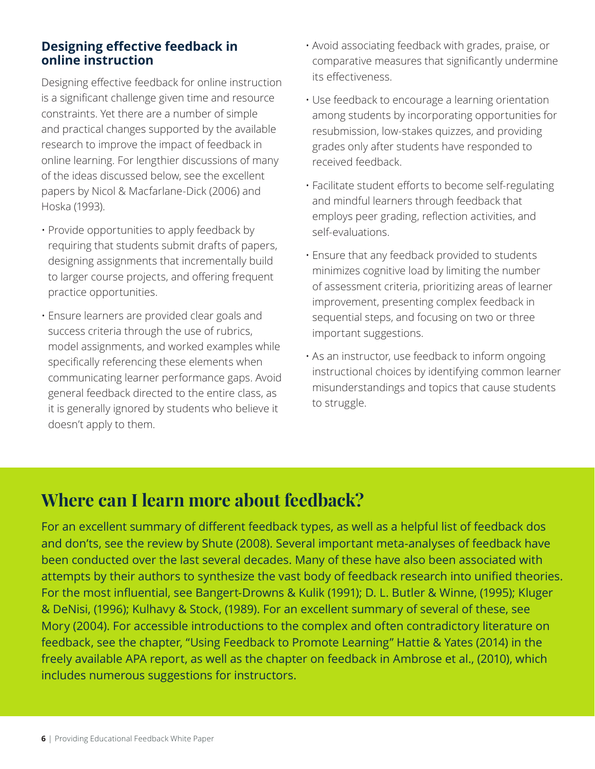### Designing effective feedback in online instruction

Designing effective feedback for online instruction is a significant challenge given time and resource constraints. Yet there are a number of simple and practical changes supported by the available research to improve the impact of feedback in online learning. For lengthier discussions of many of the ideas discussed below, see the excellent papers by Nicol & Macfarlane-Dick (2006) and Hoska (1993).

- Provide opportunities to apply feedback by requiring that students submit drafts of papers, designing assignments that incrementally build to larger course projects, and offering frequent practice opportunities.
- Ensure learners are provided clear goals and success criteria through the use of rubrics, model assignments, and worked examples while specifically referencing these elements when communicating learner performance gaps. Avoid general feedback directed to the entire class, as it is generally ignored by students who believe it doesn't apply to them.
- Avoid associating feedback with grades, praise, or comparative measures that significantly undermine its effectiveness.
- Use feedback to encourage a learning orientation among students by incorporating opportunities for resubmission, low-stakes quizzes, and providing grades only after students have responded to received feedback.
- Facilitate student efforts to become self-regulating and mindful learners through feedback that employs peer grading, reflection activities, and self-evaluations.
- Ensure that any feedback provided to students minimizes cognitive load by limiting the number of assessment criteria, prioritizing areas of learner improvement, presenting complex feedback in sequential steps, and focusing on two or three important suggestions.
- As an instructor, use feedback to inform ongoing instructional choices by identifying common learner misunderstandings and topics that cause students to struggle.

## Where can I learn more about feedback?

For an excellent summary of different feedback types, as well as a helpful list of feedback dos and don'ts, see the review by Shute (2008). Several important meta-analyses of feedback have been conducted over the last several decades. Many of these have also been associated with attempts by their authors to synthesize the vast body of feedback research into unified theories. For the most influential, see Bangert-Drowns & Kulik (1991); D. L. Butler & Winne, (1995); Kluger & DeNisi, (1996); Kulhavy & Stock, (1989). For an excellent summary of several of these, see Mory (2004). For accessible introductions to the complex and often contradictory literature on feedback, see the chapter, "Using Feedback to Promote Learning" Hattie & Yates (2014) in the freely available APA report, as well as the chapter on feedback in Ambrose et al., (2010), which includes numerous suggestions for instructors.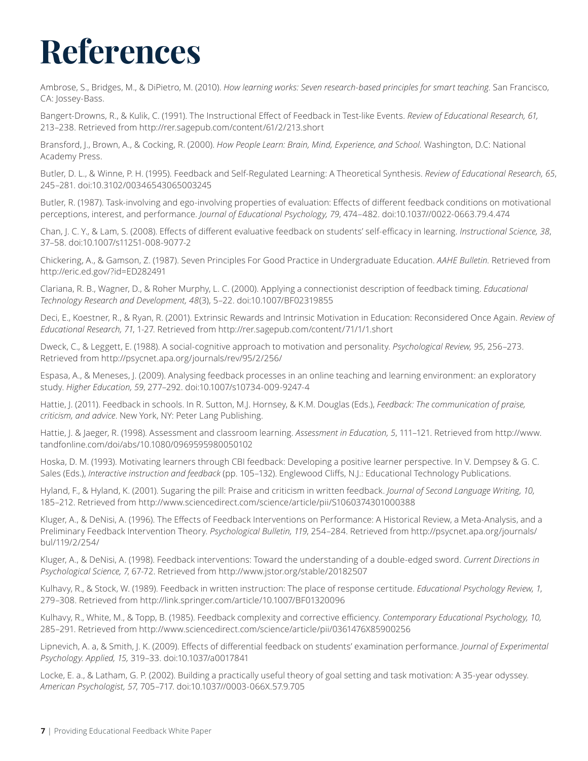# References

Ambrose, S., Bridges, M., & DiPietro, M. (2010). *How learning works: Seven research-based principles for smart teaching.* San Francisco, CA: Jossey-Bass.

Bangert-Drowns, R., & Kulik, C. (1991). The Instructional Effect of Feedback in Test-like Events. *Review of Educational Research, 61,* 213–238. Retrieved from http://rer.sagepub.com/content/61/2/213.short

Bransford, J., Brown, A., & Cocking, R. (2000). *How People Learn: Brain, Mind, Experience, and School.* Washington, D.C: National Academy Press.

Butler, D. L., & Winne, P. H. (1995). Feedback and Self-Regulated Learning: A Theoretical Synthesis. *Review of Educational Research, 65*, 245–281. doi:10.3102/00346543065003245

Butler, R. (1987). Task-involving and ego-involving properties of evaluation: Effects of different feedback conditions on motivational perceptions, interest, and performance. *Journal of Educational Psychology, 79*, 474–482. doi:10.1037//0022-0663.79.4.474

Chan, J. C. Y., & Lam, S. (2008). Effects of different evaluative feedback on students' self-efficacy in learning. *Instructional Science, 38*, 37–58. doi:10.1007/s11251-008-9077-2

Chickering, A., & Gamson, Z. (1987). Seven Principles For Good Practice in Undergraduate Education. *AAHE Bulletin.* Retrieved from http://eric.ed.gov/?id=ED282491

Clariana, R. B., Wagner, D., & Roher Murphy, L. C. (2000). Applying a connectionist description of feedback timing. *Educational Technology Research and Development, 48*(3), 5–22. doi:10.1007/BF02319855

Deci, E., Koestner, R., & Ryan, R. (2001). Extrinsic Rewards and Intrinsic Motivation in Education: Reconsidered Once Again. *Review of Educational Research, 71*, 1-27. Retrieved from http://rer.sagepub.com/content/71/1/1.short

Dweck, C., & Leggett, E. (1988). A social-cognitive approach to motivation and personality. *Psychological Review, 95*, 256–273. Retrieved from http://psycnet.apa.org/journals/rev/95/2/256/

Espasa, A., & Meneses, J. (2009). Analysing feedback processes in an online teaching and learning environment: an exploratory study. *Higher Education, 59*, 277–292. doi:10.1007/s10734-009-9247-4

Hattie, J. (2011). Feedback in schools. In R. Sutton, M.J. Hornsey, & K.M. Douglas (Eds.), *Feedback: The communication of praise, criticism, and advice*. New York, NY: Peter Lang Publishing.

Hattie, J. & Jaeger, R. (1998). Assessment and classroom learning. *Assessment in Education, 5*, 111–121. Retrieved from http://www.tandfonline.com/doi/abs/10.1080/0969595980050102

Hoska, D. M. (1993). Motivating learners through CBI feedback: Developing a positive learner perspective. In V. Dempsey & G. C. Sales (Eds.), *Interactive instruction and feedback* (pp. 105–132). Englewood Cliffs, N.J.: Educational Technology Publications.

Hyland, F., & Hyland, K. (2001). Sugaring the pill: Praise and criticism in written feedback. *Journal of Second Language Writing, 10,* 185–212. Retrieved from http://www.sciencedirect.com/science/article/pii/S1060374301000388

Kluger, A., & DeNisi, A. (1996). The Effects of Feedback Interventions on Performance: A Historical Review, a Meta-Analysis, and a Preliminary Feedback Intervention Theory. *Psychological Bulletin, 119*, 254–284. Retrieved from http://psycnet.apa.org/journals/bul/119/2/254/

Kluger, A., & DeNisi, A. (1998). Feedback interventions: Toward the understanding of a double-edged sword. *Current Directions in Psychological Science, 7*, 67-72. Retrieved from http://www.jstor.org/stable/20182507

Kulhavy, R., & Stock, W. (1989). Feedback in written instruction: The place of response certitude. *Educational Psychology Review, 1*, 279–308. Retrieved from http://link.springer.com/article/10.1007/BF01320096

Kulhavy, R., White, M., & Topp, B. (1985). Feedback complexity and corrective efficiency. *Contemporary Educational Psychology, 10,* 285–291. Retrieved from http://www.sciencedirect.com/science/article/pii/0361476X85900256

Lipnevich, A. a, & Smith, J. K. (2009). Effects of differential feedback on students' examination performance. *Journal of Experimental Psychology. Applied, 15,* 319–33. doi:10.1037/a0017841

Locke, E. a., & Latham, G. P. (2002). Building a practically useful theory of goal setting and task motivation: A 35-year odyssey. *American Psychologist, 57*, 705–717. doi:10.1037//0003-066X.57.9.705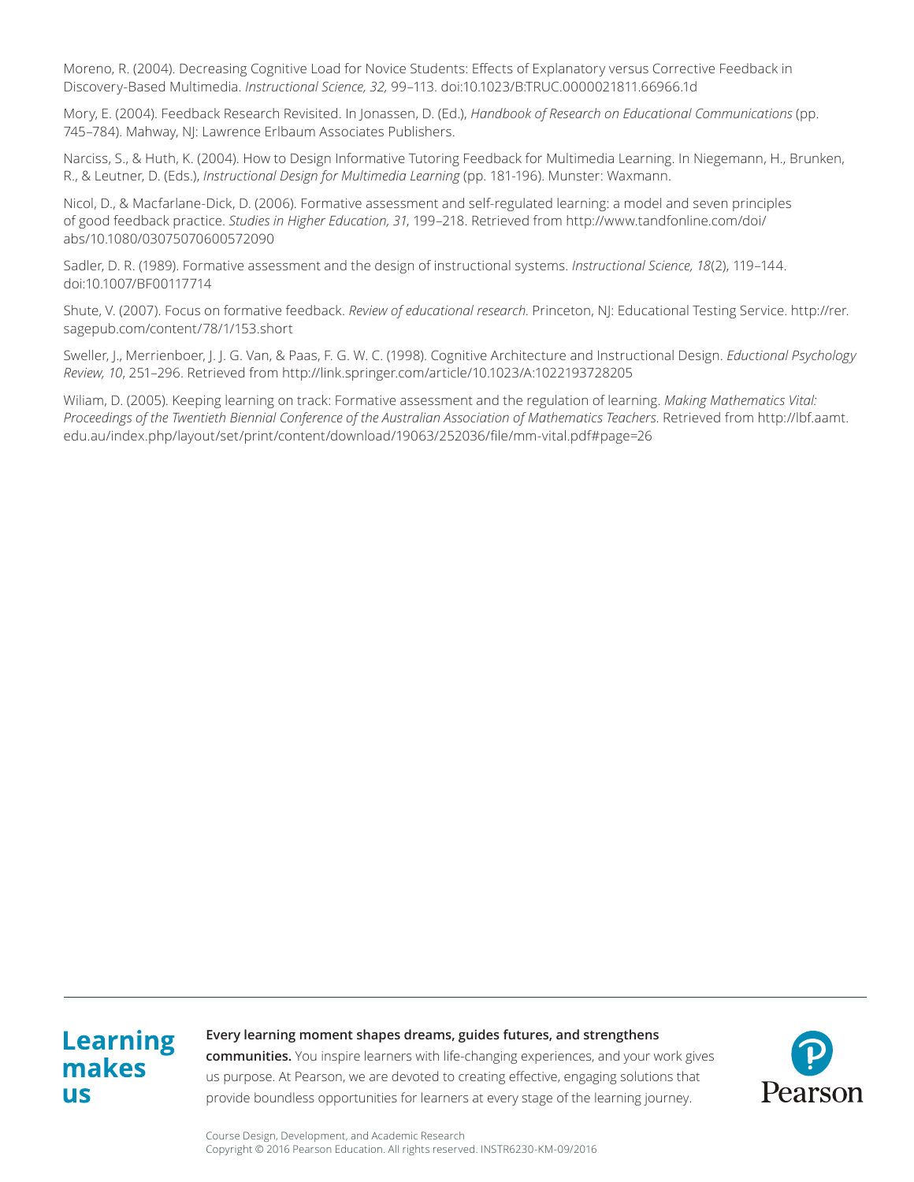Moreno, R. (2004). Decreasing Cognitive Load for Novice Students: Effects of Explanatory versus Corrective Feedback in Discovery-Based Multimedia. *Instructional Science, 32,* 99–113. doi:10.1023/B:TRUC.0000021811.66966.1d

Mory, E. (2004). Feedback Research Revisited. In Jonassen, D. (Ed.), *Handbook of Research on Educational Communications* (pp. 745–784). Mahway, NJ: Lawrence Erlbaum Associates Publishers.

Narciss, S., & Huth, K. (2004). How to Design Informative Tutoring Feedback for Multimedia Learning. In Niegemann, H., Brunken, R., & Leutner, D. (Eds.), *Instructional Design for Multimedia Learning* (pp. 181-196). Munster: Waxmann.

Nicol, D., & Macfarlane-Dick, D. (2006). Formative assessment and self-regulated learning: a model and seven principles of good feedback practice. *Studies in Higher Education, 31,* 199–218. Retrieved from http://www.tandfonline.com/doi/abs/10.1080/03075070600572090

Sadler, D. R. (1989). Formative assessment and the design of instructional systems. *Instructional Science, 18*(2), 119–144. doi:10.1007/BF00117714

Shute, V. (2007). Focus on formative feedback. *Review of educational research*. Princeton, NJ: Educational Testing Service. http://rer.sagepub.com/content/78/1/153.short

Sweller, J., Merrienboer, J. J. G. Van, & Paas, F. G. W. C. (1998). Cognitive Architecture and Instructional Design. *Eductional Psychology Review, 10*, 251–296. Retrieved from http://link.springer.com/article/10.1023/A:1022193728205

Wiliam, D. (2005). Keeping learning on track: Formative assessment and the regulation of learning. *Making Mathematics Vital: Proceedings of the Twentieth Biennial Conference of the Australian Association of Mathematics Teachers*. Retrieved from http://lbf.aamt.edu.au/index.php/layout/set/print/content/download/19063/252036/file/mm-vital.pdf#page=26

**Learning makes us**

**Every learning moment shapes dreams, guides futures, and strengthens communities.** You inspire learners with life-changing experiences, and your work gives us purpose. At Pearson, we are devoted to creating effective, engaging solutions that provide boundless opportunities for learners at every stage of the learning journey.

Pearson

Course Design, Development, and Academic Research
Copyright © 2016 Pearson Education. All rights reserved. INSTR6230-KM-09/2016